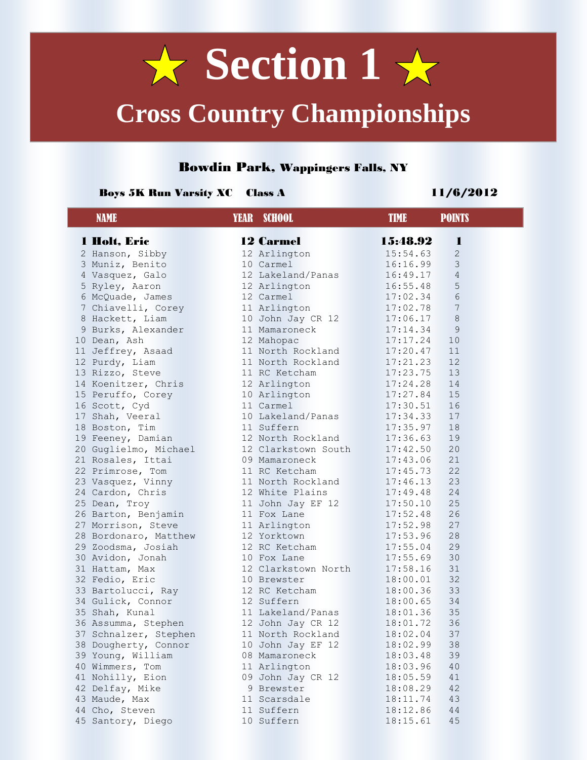# ★ Section 1 ★

## Cross Country Championships

### Bowdin Park, Wappingers Falls, NY

**Boys 5K Run Varsity XC Class A** **11/6/2012**

| | NAME | YEAR | SCHOOL | TIME | POINTS |
|---|---|---|---|---|---|
| **1** | **Holt, Eric** | **12** | **Carmel** | **15:48.92** | **1** |
| 2 | Hanson, Sibby | 12 | Arlington | 15:54.63 | 2 |
| 3 | Muniz, Benito | 10 | Carmel | 16:16.99 | 3 |
| 4 | Vasquez, Galo | 12 | Lakeland/Panas | 16:49.17 | 4 |
| 5 | Ryley, Aaron | 12 | Arlington | 16:55.48 | 5 |
| 6 | McQuade, James | 12 | Carmel | 17:02.34 | 6 |
| 7 | Chiavelli, Corey | 11 | Arlington | 17:02.78 | 7 |
| 8 | Hackett, Liam | 10 | John Jay CR 12 | 17:06.17 | 8 |
| 9 | Burks, Alexander | 11 | Mamaroneck | 17:14.34 | 9 |
| 10 | Dean, Ash | 12 | Mahopac | 17:17.24 | 10 |
| 11 | Jeffrey, Asaad | 11 | North Rockland | 17:20.47 | 11 |
| 12 | Purdy, Liam | 11 | North Rockland | 17:21.23 | 12 |
| 13 | Rizzo, Steve | 11 | RC Ketcham | 17:23.75 | 13 |
| 14 | Koenitzer, Chris | 12 | Arlington | 17:24.28 | 14 |
| 15 | Peruffo, Corey | 10 | Arlington | 17:27.84 | 15 |
| 16 | Scott, Cyd | 11 | Carmel | 17:30.51 | 16 |
| 17 | Shah, Veeral | 10 | Lakeland/Panas | 17:34.33 | 17 |
| 18 | Boston, Tim | 11 | Suffern | 17:35.97 | 18 |
| 19 | Feeney, Damian | 12 | North Rockland | 17:36.63 | 19 |
| 20 | Guglielmo, Michael | 12 | Clarkstown South | 17:42.50 | 20 |
| 21 | Rosales, Ittai | 09 | Mamaroneck | 17:43.06 | 21 |
| 22 | Primrose, Tom | 11 | RC Ketcham | 17:45.73 | 22 |
| 23 | Vasquez, Vinny | 11 | North Rockland | 17:46.13 | 23 |
| 24 | Cardon, Chris | 12 | White Plains | 17:49.48 | 24 |
| 25 | Dean, Troy | 11 | John Jay EF 12 | 17:50.10 | 25 |
| 26 | Barton, Benjamin | 11 | Fox Lane | 17:52.48 | 26 |
| 27 | Morrison, Steve | 11 | Arlington | 17:52.98 | 27 |
| 28 | Bordonaro, Matthew | 12 | Yorktown | 17:53.96 | 28 |
| 29 | Zoodsma, Josiah | 12 | RC Ketcham | 17:55.04 | 29 |
| 30 | Avidon, Jonah | 10 | Fox Lane | 17:55.69 | 30 |
| 31 | Hattam, Max | 12 | Clarkstown North | 17:58.16 | 31 |
| 32 | Fedio, Eric | 10 | Brewster | 18:00.01 | 32 |
| 33 | Bartolucci, Ray | 12 | RC Ketcham | 18:00.36 | 33 |
| 34 | Gulick, Connor | 12 | Suffern | 18:00.65 | 34 |
| 35 | Shah, Kunal | 11 | Lakeland/Panas | 18:01.36 | 35 |
| 36 | Assumma, Stephen | 12 | John Jay CR 12 | 18:01.72 | 36 |
| 37 | Schnalzer, Stephen | 11 | North Rockland | 18:02.04 | 37 |
| 38 | Dougherty, Connor | 10 | John Jay EF 12 | 18:02.99 | 38 |
| 39 | Young, William | 08 | Mamaroneck | 18:03.48 | 39 |
| 40 | Wimmers, Tom | 11 | Arlington | 18:03.96 | 40 |
| 41 | Nohilly, Eion | 09 | John Jay CR 12 | 18:05.59 | 41 |
| 42 | Delfay, Mike | 9 | Brewster | 18:08.29 | 42 |
| 43 | Maude, Max | 11 | Scarsdale | 18:11.74 | 43 |
| 44 | Cho, Steven | 11 | Suffern | 18:12.86 | 44 |
| 45 | Santory, Diego | 10 | Suffern | 18:15.61 | 45 |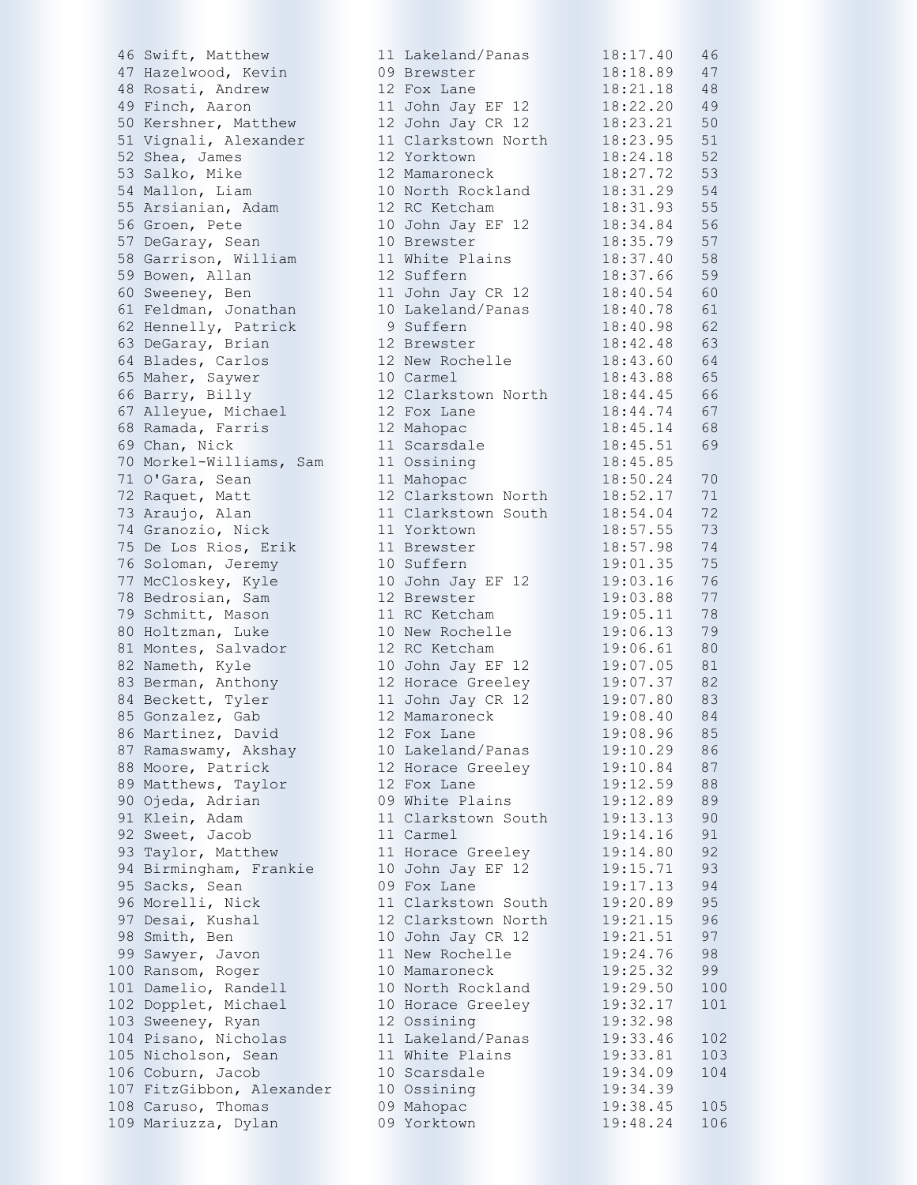| Place | Name | Year | School | Time | Points |
|---|---|---|---|---|---|
| 46 | Swift, Matthew | 11 | Lakeland/Panas | 18:17.40 | 46 |
| 47 | Hazelwood, Kevin | 09 | Brewster | 18:18.89 | 47 |
| 48 | Rosati, Andrew | 12 | Fox Lane | 18:21.18 | 48 |
| 49 | Finch, Aaron | 11 | John Jay EF 12 | 18:22.20 | 49 |
| 50 | Kershner, Matthew | 12 | John Jay CR 12 | 18:23.21 | 50 |
| 51 | Vignali, Alexander | 11 | Clarkstown North | 18:23.95 | 51 |
| 52 | Shea, James | 12 | Yorktown | 18:24.18 | 52 |
| 53 | Salko, Mike | 12 | Mamaroneck | 18:27.72 | 53 |
| 54 | Mallon, Liam | 10 | North Rockland | 18:31.29 | 54 |
| 55 | Arsianian, Adam | 12 | RC Ketcham | 18:31.93 | 55 |
| 56 | Groen, Pete | 10 | John Jay EF 12 | 18:34.84 | 56 |
| 57 | DeGaray, Sean | 10 | Brewster | 18:35.79 | 57 |
| 58 | Garrison, William | 11 | White Plains | 18:37.40 | 58 |
| 59 | Bowen, Allan | 12 | Suffern | 18:37.66 | 59 |
| 60 | Sweeney, Ben | 11 | John Jay CR 12 | 18:40.54 | 60 |
| 61 | Feldman, Jonathan | 10 | Lakeland/Panas | 18:40.78 | 61 |
| 62 | Hennelly, Patrick | 9 | Suffern | 18:40.98 | 62 |
| 63 | DeGaray, Brian | 12 | Brewster | 18:42.48 | 63 |
| 64 | Blades, Carlos | 12 | New Rochelle | 18:43.60 | 64 |
| 65 | Maher, Saywer | 10 | Carmel | 18:43.88 | 65 |
| 66 | Barry, Billy | 12 | Clarkstown North | 18:44.45 | 66 |
| 67 | Alleyue, Michael | 12 | Fox Lane | 18:44.74 | 67 |
| 68 | Ramada, Farris | 12 | Mahopac | 18:45.14 | 68 |
| 69 | Chan, Nick | 11 | Scarsdale | 18:45.51 | 69 |
| 70 | Morkel-Williams, Sam | 11 | Ossining | 18:45.85 | |
| 71 | O'Gara, Sean | 11 | Mahopac | 18:50.24 | 70 |
| 72 | Raquet, Matt | 12 | Clarkstown North | 18:52.17 | 71 |
| 73 | Araujo, Alan | 11 | Clarkstown South | 18:54.04 | 72 |
| 74 | Granozio, Nick | 11 | Yorktown | 18:57.55 | 73 |
| 75 | De Los Rios, Erik | 11 | Brewster | 18:57.98 | 74 |
| 76 | Soloman, Jeremy | 10 | Suffern | 19:01.35 | 75 |
| 77 | McCloskey, Kyle | 10 | John Jay EF 12 | 19:03.16 | 76 |
| 78 | Bedrosian, Sam | 12 | Brewster | 19:03.88 | 77 |
| 79 | Schmitt, Mason | 11 | RC Ketcham | 19:05.11 | 78 |
| 80 | Holtzman, Luke | 10 | New Rochelle | 19:06.13 | 79 |
| 81 | Montes, Salvador | 12 | RC Ketcham | 19:06.61 | 80 |
| 82 | Nameth, Kyle | 10 | John Jay EF 12 | 19:07.05 | 81 |
| 83 | Berman, Anthony | 12 | Horace Greeley | 19:07.37 | 82 |
| 84 | Beckett, Tyler | 11 | John Jay CR 12 | 19:07.80 | 83 |
| 85 | Gonzalez, Gab | 12 | Mamaroneck | 19:08.40 | 84 |
| 86 | Martinez, David | 12 | Fox Lane | 19:08.96 | 85 |
| 87 | Ramaswamy, Akshay | 10 | Lakeland/Panas | 19:10.29 | 86 |
| 88 | Moore, Patrick | 12 | Horace Greeley | 19:10.84 | 87 |
| 89 | Matthews, Taylor | 12 | Fox Lane | 19:12.59 | 88 |
| 90 | Ojeda, Adrian | 09 | White Plains | 19:12.89 | 89 |
| 91 | Klein, Adam | 11 | Clarkstown South | 19:13.13 | 90 |
| 92 | Sweet, Jacob | 11 | Carmel | 19:14.16 | 91 |
| 93 | Taylor, Matthew | 11 | Horace Greeley | 19:14.80 | 92 |
| 94 | Birmingham, Frankie | 10 | John Jay EF 12 | 19:15.71 | 93 |
| 95 | Sacks, Sean | 09 | Fox Lane | 19:17.13 | 94 |
| 96 | Morelli, Nick | 11 | Clarkstown South | 19:20.89 | 95 |
| 97 | Desai, Kushal | 12 | Clarkstown North | 19:21.15 | 96 |
| 98 | Smith, Ben | 10 | John Jay CR 12 | 19:21.51 | 97 |
| 99 | Sawyer, Javon | 11 | New Rochelle | 19:24.76 | 98 |
| 100 | Ransom, Roger | 10 | Mamaroneck | 19:25.32 | 99 |
| 101 | Damelio, Randell | 10 | North Rockland | 19:29.50 | 100 |
| 102 | Dopplet, Michael | 10 | Horace Greeley | 19:32.17 | 101 |
| 103 | Sweeney, Ryan | 12 | Ossining | 19:32.98 | |
| 104 | Pisano, Nicholas | 11 | Lakeland/Panas | 19:33.46 | 102 |
| 105 | Nicholson, Sean | 11 | White Plains | 19:33.81 | 103 |
| 106 | Coburn, Jacob | 10 | Scarsdale | 19:34.09 | 104 |
| 107 | FitzGibbon, Alexander | 10 | Ossining | 19:34.39 | |
| 108 | Caruso, Thomas | 09 | Mahopac | 19:38.45 | 105 |
| 109 | Mariuzza, Dylan | 09 | Yorktown | 19:48.24 | 106 |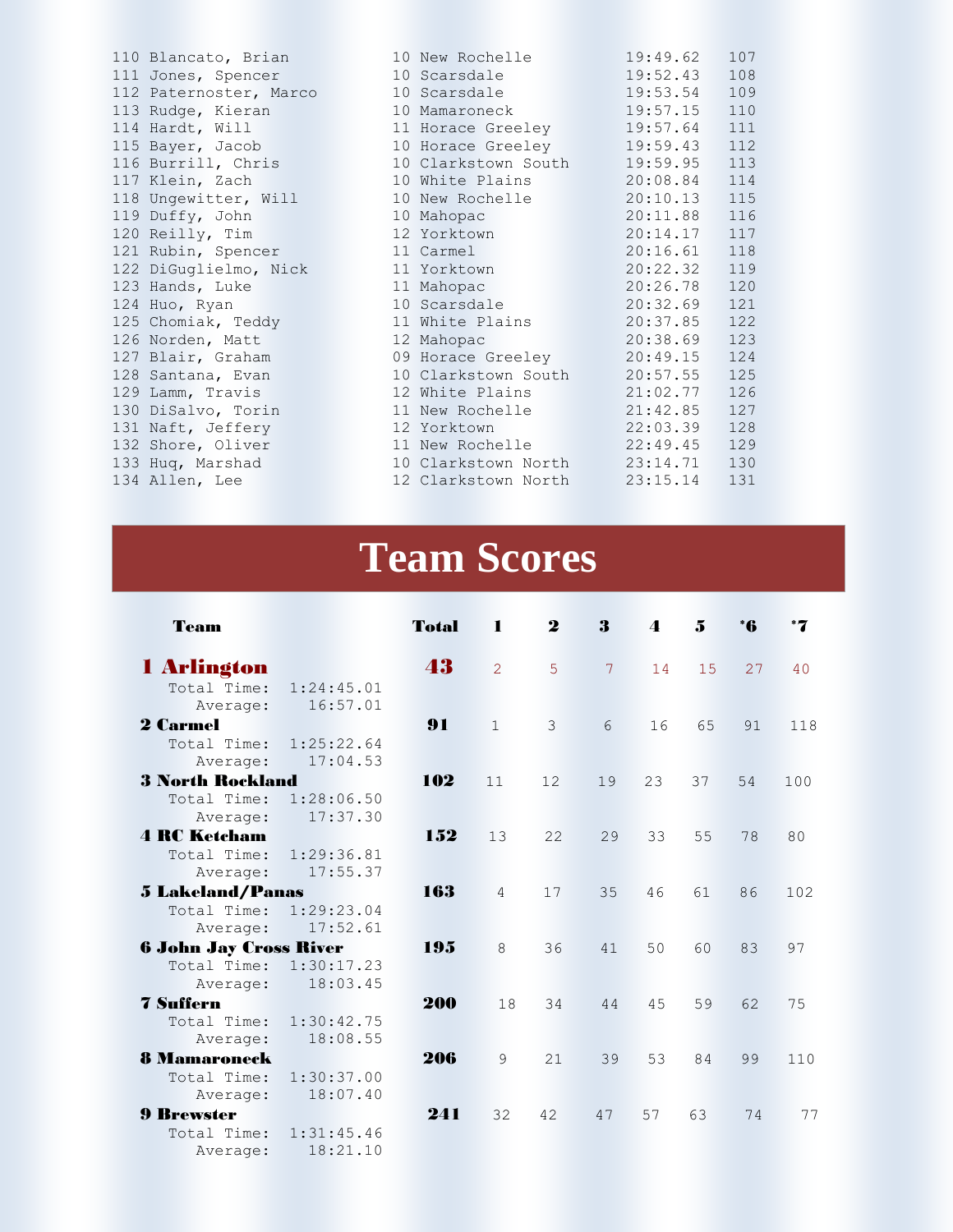| Place | Name | Grade | School | Time | Score |
|---|---|---|---|---|---|
| 110 | Blancato, Brian | 10 | New Rochelle | 19:49.62 | 107 |
| 111 | Jones, Spencer | 10 | Scarsdale | 19:52.43 | 108 |
| 112 | Paternoster, Marco | 10 | Scarsdale | 19:53.54 | 109 |
| 113 | Rudge, Kieran | 10 | Mamaroneck | 19:57.15 | 110 |
| 114 | Hardt, Will | 11 | Horace Greeley | 19:57.64 | 111 |
| 115 | Bayer, Jacob | 10 | Horace Greeley | 19:59.43 | 112 |
| 116 | Burrill, Chris | 10 | Clarkstown South | 19:59.95 | 113 |
| 117 | Klein, Zach | 10 | White Plains | 20:08.84 | 114 |
| 118 | Ungewitter, Will | 10 | New Rochelle | 20:10.13 | 115 |
| 119 | Duffy, John | 10 | Mahopac | 20:11.88 | 116 |
| 120 | Reilly, Tim | 12 | Yorktown | 20:14.17 | 117 |
| 121 | Rubin, Spencer | 11 | Carmel | 20:16.61 | 118 |
| 122 | DiGuglielmo, Nick | 11 | Yorktown | 20:22.32 | 119 |
| 123 | Hands, Luke | 11 | Mahopac | 20:26.78 | 120 |
| 124 | Huo, Ryan | 10 | Scarsdale | 20:32.69 | 121 |
| 125 | Chomiak, Teddy | 11 | White Plains | 20:37.85 | 122 |
| 126 | Norden, Matt | 12 | Mahopac | 20:38.69 | 123 |
| 127 | Blair, Graham | 09 | Horace Greeley | 20:49.15 | 124 |
| 128 | Santana, Evan | 10 | Clarkstown South | 20:57.55 | 125 |
| 129 | Lamm, Travis | 12 | White Plains | 21:02.77 | 126 |
| 130 | DiSalvo, Torin | 11 | New Rochelle | 21:42.85 | 127 |
| 131 | Naft, Jeffery | 12 | Yorktown | 22:03.39 | 128 |
| 132 | Shore, Oliver | 11 | New Rochelle | 22:49.45 | 129 |
| 133 | Huq, Marshad | 10 | Clarkstown North | 23:14.71 | 130 |
| 134 | Allen, Lee | 12 | Clarkstown North | 23:15.14 | 131 |

# Team Scores

| Team | Total | 1 | 2 | 3 | 4 | 5 | *6 | *7 |
|---|---|---|---|---|---|---|---|---|
| **1 Arlington** | **43** | 2 | 5 | 7 | 14 | 15 | 27 | 40 |
| Total Time: 1:24:45.01 / Average: 16:57.01 | | | | | | | | |
| **2 Carmel** | **91** | 1 | 3 | 6 | 16 | 65 | 91 | 118 |
| Total Time: 1:25:22.64 / Average: 17:04.53 | | | | | | | | |
| **3 North Rockland** | **102** | 11 | 12 | 19 | 23 | 37 | 54 | 100 |
| Total Time: 1:28:06.50 / Average: 17:37.30 | | | | | | | | |
| **4 RC Ketcham** | **152** | 13 | 22 | 29 | 33 | 55 | 78 | 80 |
| Total Time: 1:29:36.81 / Average: 17:55.37 | | | | | | | | |
| **5 Lakeland/Panas** | **163** | 4 | 17 | 35 | 46 | 61 | 86 | 102 |
| Total Time: 1:29:23.04 / Average: 17:52.61 | | | | | | | | |
| **6 John Jay Cross River** | **195** | 8 | 36 | 41 | 50 | 60 | 83 | 97 |
| Total Time: 1:30:17.23 / Average: 18:03.45 | | | | | | | | |
| **7 Suffern** | **200** | 18 | 34 | 44 | 45 | 59 | 62 | 75 |
| Total Time: 1:30:42.75 / Average: 18:08.55 | | | | | | | | |
| **8 Mamaroneck** | **206** | 9 | 21 | 39 | 53 | 84 | 99 | 110 |
| Total Time: 1:30:37.00 / Average: 18:07.40 | | | | | | | | |
| **9 Brewster** | **241** | 32 | 42 | 47 | 57 | 63 | 74 | 77 |
| Total Time: 1:31:45.46 / Average: 18:21.10 | | | | | | | | |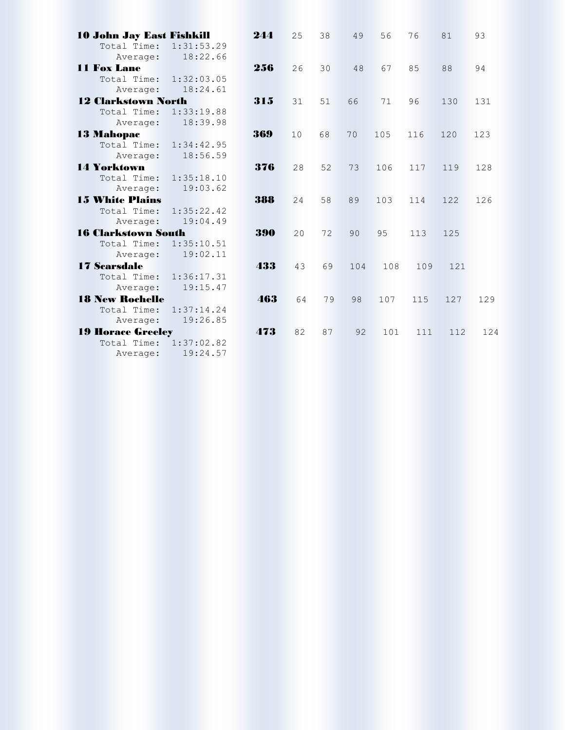| | | | | | | | | | | |
|---|---|---|---|---|---|---|---|---|---|---|
| **10 John Jay East Fishkill** | | **244** | 25 | 38 | 49 | 56 | 76 | 81 | 93 |
| Total Time: | 1:31:53.29 | | | | | | | | |
| Average: | 18:22.66 | | | | | | | | |
| **11 Fox Lane** | | **256** | 26 | 30 | 48 | 67 | 85 | 88 | 94 |
| Total Time: | 1:32:03.05 | | | | | | | | |
| Average: | 18:24.61 | | | | | | | | |
| **12 Clarkstown North** | | **315** | 31 | 51 | 66 | 71 | 96 | 130 | 131 |
| Total Time: | 1:33:19.88 | | | | | | | | |
| Average: | 18:39.98 | | | | | | | | |
| **13 Mahopac** | | **369** | 10 | 68 | 70 | 105 | 116 | 120 | 123 |
| Total Time: | 1:34:42.95 | | | | | | | | |
| Average: | 18:56.59 | | | | | | | | |
| **14 Yorktown** | | **376** | 28 | 52 | 73 | 106 | 117 | 119 | 128 |
| Total Time: | 1:35:18.10 | | | | | | | | |
| Average: | 19:03.62 | | | | | | | | |
| **15 White Plains** | | **388** | 24 | 58 | 89 | 103 | 114 | 122 | 126 |
| Total Time: | 1:35:22.42 | | | | | | | | |
| Average: | 19:04.49 | | | | | | | | |
| **16 Clarkstown South** | | **390** | 20 | 72 | 90 | 95 | 113 | 125 | |
| Total Time: | 1:35:10.51 | | | | | | | | |
| Average: | 19:02.11 | | | | | | | | |
| **17 Scarsdale** | | **433** | 43 | 69 | 104 | 108 | 109 | 121 | |
| Total Time: | 1:36:17.31 | | | | | | | | |
| Average: | 19:15.47 | | | | | | | | |
| **18 New Rochelle** | | **463** | 64 | 79 | 98 | 107 | 115 | 127 | 129 |
| Total Time: | 1:37:14.24 | | | | | | | | |
| Average: | 19:26.85 | | | | | | | | |
| **19 Horace Greeley** | | **473** | 82 | 87 | 92 | 101 | 111 | 112 | 124 |
| Total Time: | 1:37:02.82 | | | | | | | | |
| Average: | 19:24.57 | | | | | | | | |